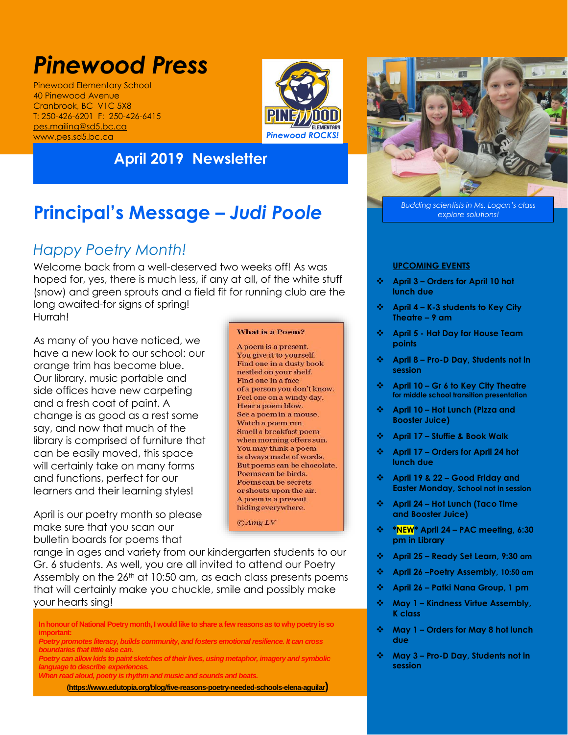# Pinewood Press

Pinewood Elementary School
40 Pinewood Avenue
Cranbrook, BC V1C 5X8
T: 250-426-6201 F: 250-426-6415
pes.mailing@sd5.bc.ca
www.pes.sd5.bc.ca

Pinewood ROCKS!

## April 2019 Newsletter

## Principal's Message – *Judi Poole*

### *Happy Poetry Month!*

Welcome back from a well-deserved two weeks off! As was hoped for, yes, there is much less, if any at all, of the white stuff (snow) and green sprouts and a field fit for running club are the long awaited-for signs of spring!
Hurrah!

As many of you have noticed, we have a new look to our school: our orange trim has become blue. Our library, music portable and side offices have new carpeting and a fresh coat of paint. A change is as good as a rest some say, and now that much of the library is comprised of furniture that can be easily moved, this space will certainly take on many forms and functions, perfect for our learners and their learning styles!

**What is a Poem?**

A poem is a present.
You give it to yourself.
Find one in a dusty book
nestled on your shelf.
Find one in a face
of a person you don't know.
Feel one on a windy day.
Hear a poem blow.
See a poem in a mouse.
Watch a poem run.
Smell a breakfast poem
when morning offers sun.
You may think a poem
is always made of words.
But poems can be chocolate.
Poems can be birds.
Poems can be secrets
or shouts upon the air.
A poem is a present
hiding everywhere.

*©Amy LV*

April is our poetry month so please make sure that you scan our bulletin boards for poems that range in ages and variety from our kindergarten students to our Gr. 6 students. As well, you are all invited to attend our Poetry Assembly on the 26th at 10:50 am, as each class presents poems that will certainly make you chuckle, smile and possibly make your hearts sing!

***In honour of National Poetry month, I would like to share a few reasons as to why poetry is so important:***
***Poetry promotes literacy, builds community, and fosters emotional resilience. It can cross boundaries that little else can.***
***Poetry can allow kids to paint sketches of their lives, using metaphor, imagery and symbolic language to describe experiences.***
***When read aloud, poetry is rhythm and music and sounds and beats.***

**(https://www.edutopia.org/blog/five-reasons-poetry-needed-schools-elena-aguilar)**

*Budding scientists in Ms. Logan's class explore solutions!*

**UPCOMING EVENTS**

- **April 3 – Orders for April 10 hot lunch due**
- **April 4 – K-3 students to Key City Theatre – 9 am**
- **April 5 - Hat Day for House Team points**
- **April 8 – Pro-D Day, Students not in session**
- **April 10 – Gr 6 to Key City Theatre for middle school transition presentation**
- **April 10 – Hot Lunch (Pizza and Booster Juice)**
- **April 17 – Stuffie & Book Walk**
- **April 17 – Orders for April 24 hot lunch due**
- **April 19 & 22 – Good Friday and Easter Monday, School not in session**
- **April 24 – Hot Lunch (Taco Time and Booster Juice)**
- **\*NEW\* April 24 – PAC meeting, 6:30 pm in Library**
- **April 25 – Ready Set Learn, 9:30 am**
- **April 26 –Poetry Assembly, 10:50 am**
- **April 26 – Patki Nana Group, 1 pm**
- **May 1 – Kindness Virtue Assembly, K class**
- **May 1 – Orders for May 8 hot lunch due**
- **May 3 – Pro-D Day, Students not in session**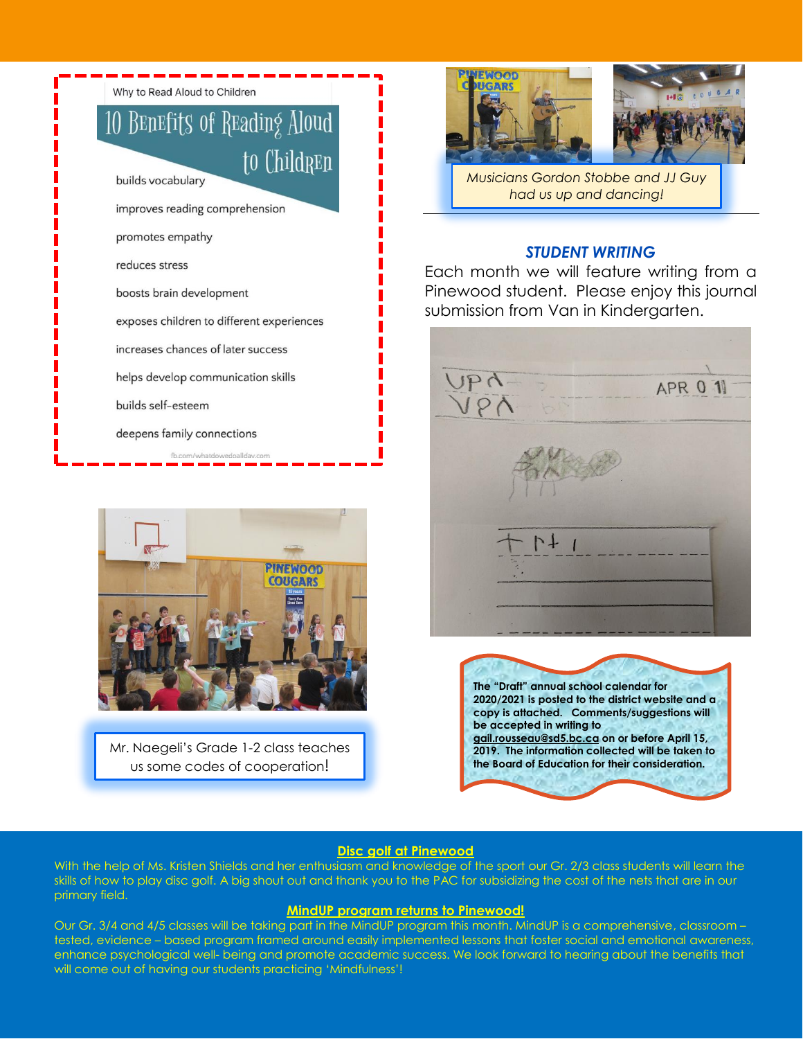Why to Read Aloud to Children

## 10 Benefits of Reading Aloud to Children

- builds vocabulary
- improves reading comprehension
- promotes empathy
- reduces stress
- boosts brain development
- exposes children to different experiences
- increases chances of later success
- helps develop communication skills
- builds self-esteem
- deepens family connections

fb.com/whatdowedoallday.com

*Musicians Gordon Stobbe and JJ Guy had us up and dancing!*

### *STUDENT WRITING*

Each month we will feature writing from a Pinewood student. Please enjoy this journal submission from Van in Kindergarten.

Mr. Naegeli's Grade 1-2 class teaches us some codes of cooperation!

**The "Draft" annual school calendar for 2020/2021 is posted to the district website and a copy is attached. Comments/suggestions will be accepted in writing to gail.rousseau@sd5.bc.ca on or before April 15, 2019. The information collected will be taken to the Board of Education for their consideration.**

## Disc golf at Pinewood

With the help of Ms. Kristen Shields and her enthusiasm and knowledge of the sport our Gr. 2/3 class students will learn the skills of how to play disc golf. A big shout out and thank you to the PAC for subsidizing the cost of the nets that are in our primary field.

## MindUP program returns to Pinewood!

Our Gr. 3/4 and 4/5 classes will be taking part in the MindUP program this month. MindUP is a comprehensive, classroom – tested, evidence – based program framed around easily implemented lessons that foster social and emotional awareness, enhance psychological well- being and promote academic success. We look forward to hearing about the benefits that will come out of having our students practicing 'Mindfulness'!